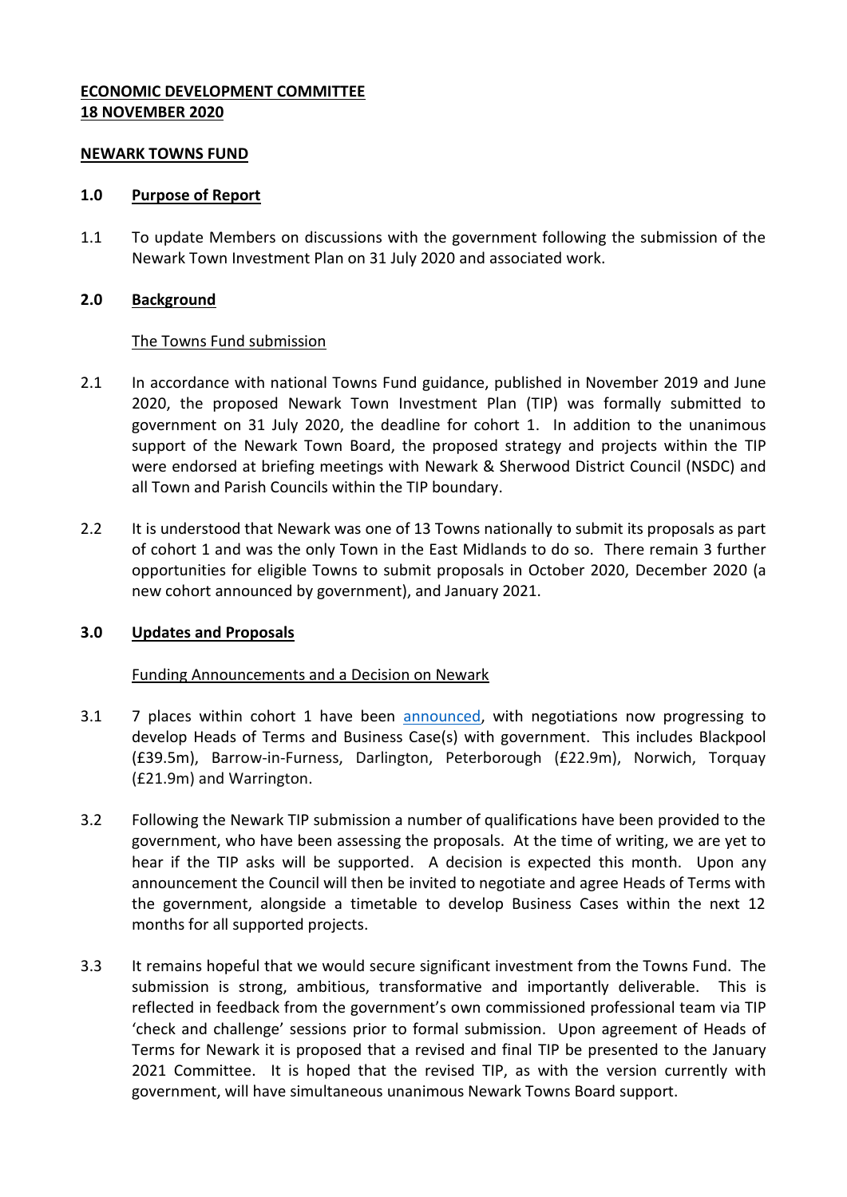**ECONOMIC DEVELOPMENT COMMITTEE**
**18 NOVEMBER 2020**

**NEWARK TOWNS FUND**

## 1.0 Purpose of Report

1.1 To update Members on discussions with the government following the submission of the Newark Town Investment Plan on 31 July 2020 and associated work.

## 2.0 Background

### The Towns Fund submission

2.1 In accordance with national Towns Fund guidance, published in November 2019 and June 2020, the proposed Newark Town Investment Plan (TIP) was formally submitted to government on 31 July 2020, the deadline for cohort 1. In addition to the unanimous support of the Newark Town Board, the proposed strategy and projects within the TIP were endorsed at briefing meetings with Newark & Sherwood District Council (NSDC) and all Town and Parish Councils within the TIP boundary.

2.2 It is understood that Newark was one of 13 Towns nationally to submit its proposals as part of cohort 1 and was the only Town in the East Midlands to do so. There remain 3 further opportunities for eligible Towns to submit proposals in October 2020, December 2020 (a new cohort announced by government), and January 2021.

## 3.0 Updates and Proposals

### Funding Announcements and a Decision on Newark

3.1 7 places within cohort 1 have been announced, with negotiations now progressing to develop Heads of Terms and Business Case(s) with government. This includes Blackpool (£39.5m), Barrow-in-Furness, Darlington, Peterborough (£22.9m), Norwich, Torquay (£21.9m) and Warrington.

3.2 Following the Newark TIP submission a number of qualifications have been provided to the government, who have been assessing the proposals. At the time of writing, we are yet to hear if the TIP asks will be supported. A decision is expected this month. Upon any announcement the Council will then be invited to negotiate and agree Heads of Terms with the government, alongside a timetable to develop Business Cases within the next 12 months for all supported projects.

3.3 It remains hopeful that we would secure significant investment from the Towns Fund. The submission is strong, ambitious, transformative and importantly deliverable. This is reflected in feedback from the government's own commissioned professional team via TIP 'check and challenge' sessions prior to formal submission. Upon agreement of Heads of Terms for Newark it is proposed that a revised and final TIP be presented to the January 2021 Committee. It is hoped that the revised TIP, as with the version currently with government, will have simultaneous unanimous Newark Towns Board support.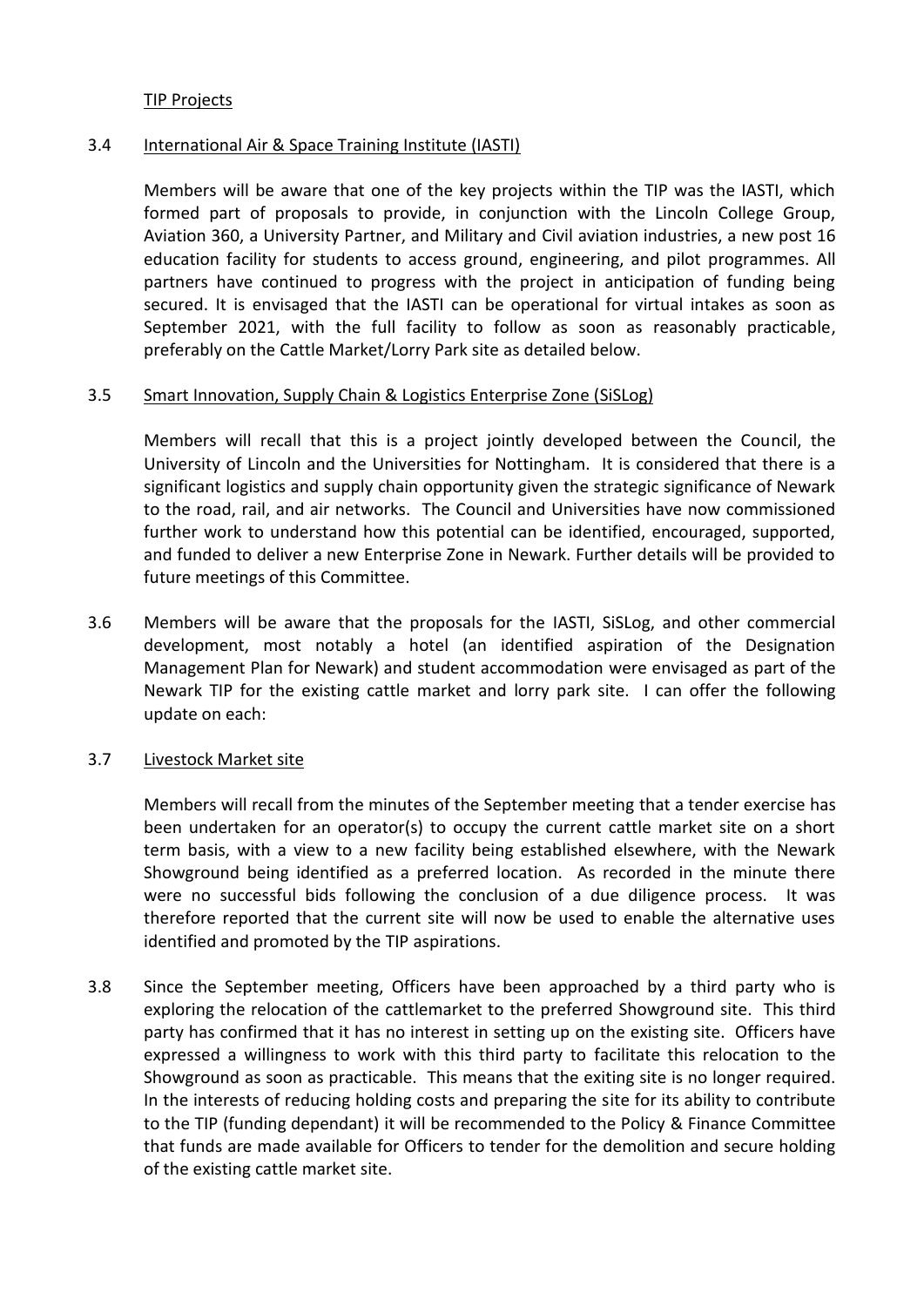TIP Projects

3.4 International Air & Space Training Institute (IASTI)

Members will be aware that one of the key projects within the TIP was the IASTI, which formed part of proposals to provide, in conjunction with the Lincoln College Group, Aviation 360, a University Partner, and Military and Civil aviation industries, a new post 16 education facility for students to access ground, engineering, and pilot programmes. All partners have continued to progress with the project in anticipation of funding being secured. It is envisaged that the IASTI can be operational for virtual intakes as soon as September 2021, with the full facility to follow as soon as reasonably practicable, preferably on the Cattle Market/Lorry Park site as detailed below.

3.5 Smart Innovation, Supply Chain & Logistics Enterprise Zone (SiSLog)

Members will recall that this is a project jointly developed between the Council, the University of Lincoln and the Universities for Nottingham. It is considered that there is a significant logistics and supply chain opportunity given the strategic significance of Newark to the road, rail, and air networks. The Council and Universities have now commissioned further work to understand how this potential can be identified, encouraged, supported, and funded to deliver a new Enterprise Zone in Newark. Further details will be provided to future meetings of this Committee.

3.6 Members will be aware that the proposals for the IASTI, SiSLog, and other commercial development, most notably a hotel (an identified aspiration of the Designation Management Plan for Newark) and student accommodation were envisaged as part of the Newark TIP for the existing cattle market and lorry park site. I can offer the following update on each:

3.7 Livestock Market site

Members will recall from the minutes of the September meeting that a tender exercise has been undertaken for an operator(s) to occupy the current cattle market site on a short term basis, with a view to a new facility being established elsewhere, with the Newark Showground being identified as a preferred location. As recorded in the minute there were no successful bids following the conclusion of a due diligence process. It was therefore reported that the current site will now be used to enable the alternative uses identified and promoted by the TIP aspirations.

3.8 Since the September meeting, Officers have been approached by a third party who is exploring the relocation of the cattlemarket to the preferred Showground site. This third party has confirmed that it has no interest in setting up on the existing site. Officers have expressed a willingness to work with this third party to facilitate this relocation to the Showground as soon as practicable. This means that the exiting site is no longer required. In the interests of reducing holding costs and preparing the site for its ability to contribute to the TIP (funding dependant) it will be recommended to the Policy & Finance Committee that funds are made available for Officers to tender for the demolition and secure holding of the existing cattle market site.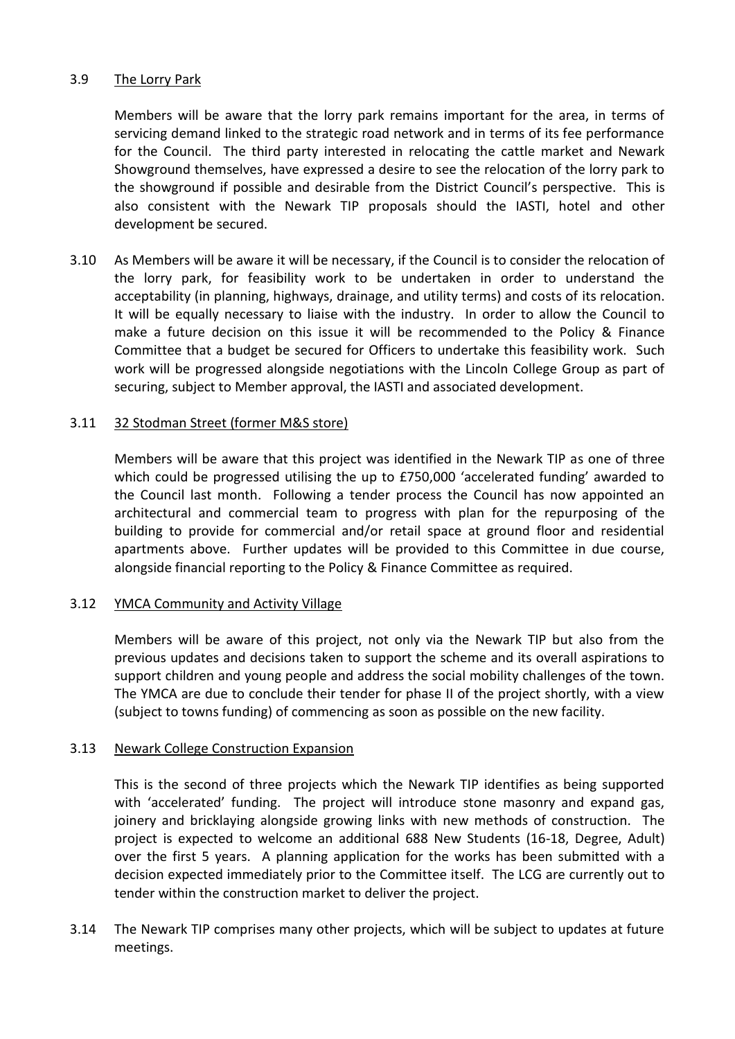3.9 The Lorry Park

Members will be aware that the lorry park remains important for the area, in terms of servicing demand linked to the strategic road network and in terms of its fee performance for the Council. The third party interested in relocating the cattle market and Newark Showground themselves, have expressed a desire to see the relocation of the lorry park to the showground if possible and desirable from the District Council's perspective. This is also consistent with the Newark TIP proposals should the IASTI, hotel and other development be secured.

3.10 As Members will be aware it will be necessary, if the Council is to consider the relocation of the lorry park, for feasibility work to be undertaken in order to understand the acceptability (in planning, highways, drainage, and utility terms) and costs of its relocation. It will be equally necessary to liaise with the industry. In order to allow the Council to make a future decision on this issue it will be recommended to the Policy & Finance Committee that a budget be secured for Officers to undertake this feasibility work. Such work will be progressed alongside negotiations with the Lincoln College Group as part of securing, subject to Member approval, the IASTI and associated development.

3.11 32 Stodman Street (former M&S store)

Members will be aware that this project was identified in the Newark TIP as one of three which could be progressed utilising the up to £750,000 'accelerated funding' awarded to the Council last month. Following a tender process the Council has now appointed an architectural and commercial team to progress with plan for the repurposing of the building to provide for commercial and/or retail space at ground floor and residential apartments above. Further updates will be provided to this Committee in due course, alongside financial reporting to the Policy & Finance Committee as required.

3.12 YMCA Community and Activity Village

Members will be aware of this project, not only via the Newark TIP but also from the previous updates and decisions taken to support the scheme and its overall aspirations to support children and young people and address the social mobility challenges of the town. The YMCA are due to conclude their tender for phase II of the project shortly, with a view (subject to towns funding) of commencing as soon as possible on the new facility.

3.13 Newark College Construction Expansion

This is the second of three projects which the Newark TIP identifies as being supported with 'accelerated' funding. The project will introduce stone masonry and expand gas, joinery and bricklaying alongside growing links with new methods of construction. The project is expected to welcome an additional 688 New Students (16-18, Degree, Adult) over the first 5 years. A planning application for the works has been submitted with a decision expected immediately prior to the Committee itself. The LCG are currently out to tender within the construction market to deliver the project.

3.14 The Newark TIP comprises many other projects, which will be subject to updates at future meetings.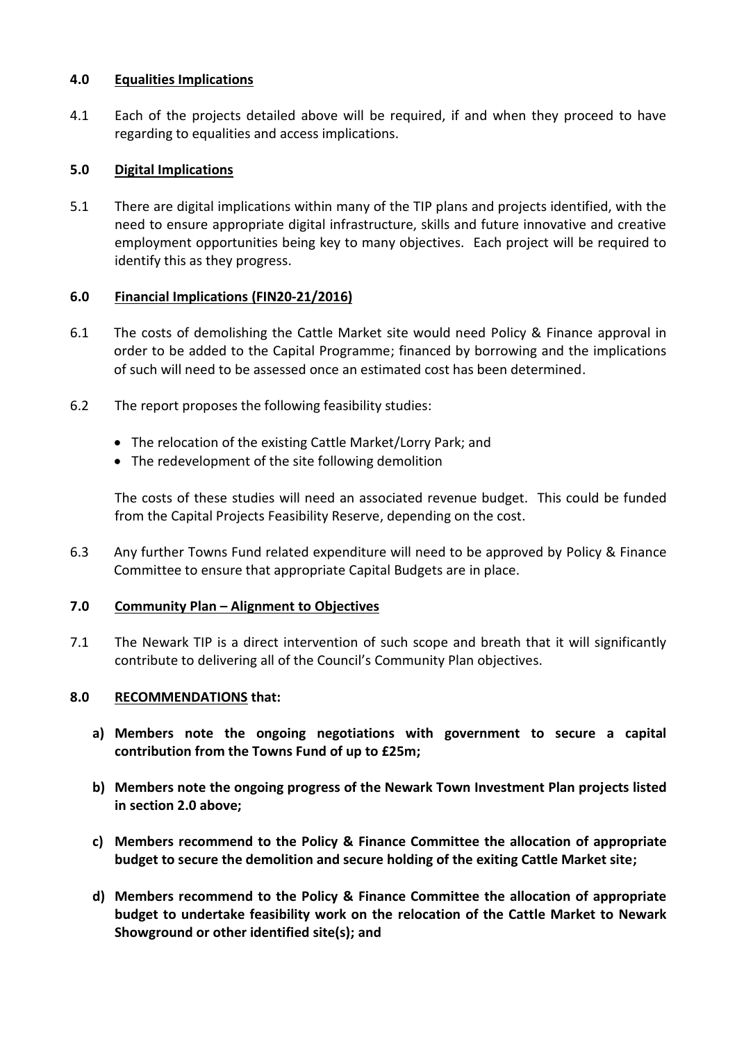## 4.0 Equalities Implications

4.1 Each of the projects detailed above will be required, if and when they proceed to have regarding to equalities and access implications.

## 5.0 Digital Implications

5.1 There are digital implications within many of the TIP plans and projects identified, with the need to ensure appropriate digital infrastructure, skills and future innovative and creative employment opportunities being key to many objectives. Each project will be required to identify this as they progress.

## 6.0 Financial Implications (FIN20-21/2016)

6.1 The costs of demolishing the Cattle Market site would need Policy & Finance approval in order to be added to the Capital Programme; financed by borrowing and the implications of such will need to be assessed once an estimated cost has been determined.

6.2 The report proposes the following feasibility studies:

- The relocation of the existing Cattle Market/Lorry Park; and
- The redevelopment of the site following demolition

The costs of these studies will need an associated revenue budget. This could be funded from the Capital Projects Feasibility Reserve, depending on the cost.

6.3 Any further Towns Fund related expenditure will need to be approved by Policy & Finance Committee to ensure that appropriate Capital Budgets are in place.

## 7.0 Community Plan – Alignment to Objectives

7.1 The Newark TIP is a direct intervention of such scope and breath that it will significantly contribute to delivering all of the Council's Community Plan objectives.

## 8.0 RECOMMENDATIONS that:

**a) Members note the ongoing negotiations with government to secure a capital contribution from the Towns Fund of up to £25m;**

**b) Members note the ongoing progress of the Newark Town Investment Plan projects listed in section 2.0 above;**

**c) Members recommend to the Policy & Finance Committee the allocation of appropriate budget to secure the demolition and secure holding of the exiting Cattle Market site;**

**d) Members recommend to the Policy & Finance Committee the allocation of appropriate budget to undertake feasibility work on the relocation of the Cattle Market to Newark Showground or other identified site(s); and**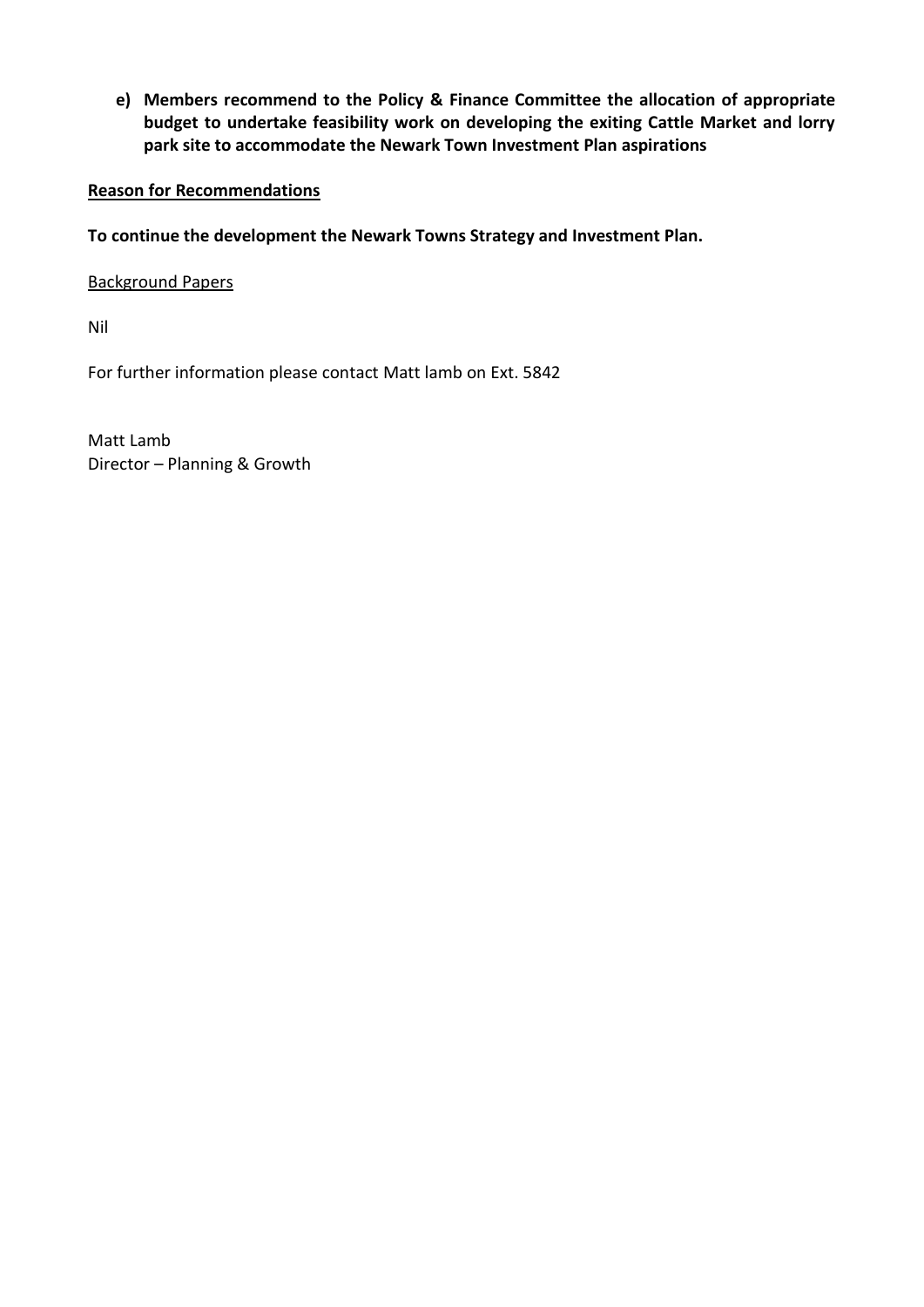e) **Members recommend to the Policy & Finance Committee the allocation of appropriate budget to undertake feasibility work on developing the exiting Cattle Market and lorry park site to accommodate the Newark Town Investment Plan aspirations**

**Reason for Recommendations**

**To continue the development the Newark Towns Strategy and Investment Plan.**

Background Papers

Nil

For further information please contact Matt lamb on Ext. 5842

Matt Lamb
Director – Planning & Growth